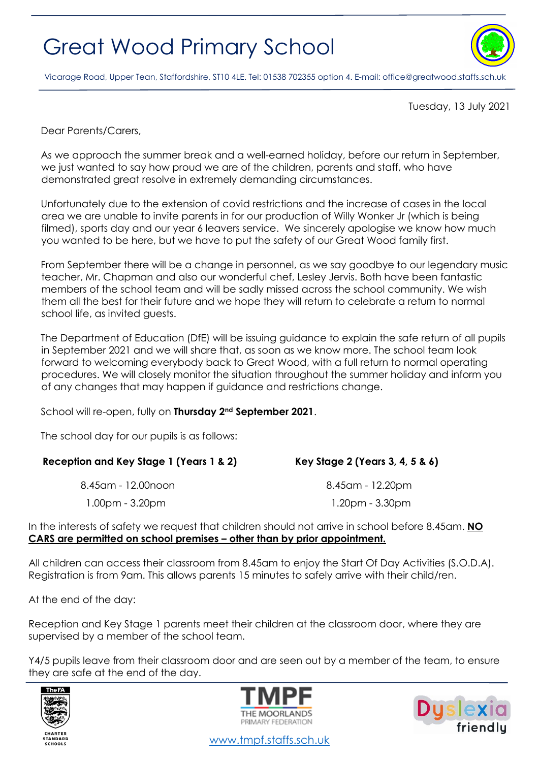# Great Wood Primary School

Vicarage Road, Upper Tean, Staffordshire, ST10 4LE. Tel: 01538 702355 option 4. E-mail: office@greatwood.staffs.sch.uk

Tuesday, 13 July 2021

Dear Parents/Carers,

As we approach the summer break and a well-earned holiday, before our return in September, we just wanted to say how proud we are of the children, parents and staff, who have demonstrated great resolve in extremely demanding circumstances.

Unfortunately due to the extension of covid restrictions and the increase of cases in the local area we are unable to invite parents in for our production of Willy Wonker Jr (which is being filmed), sports day and our year 6 leavers service. We sincerely apologise we know how much you wanted to be here, but we have to put the safety of our Great Wood family first.

From September there will be a change in personnel, as we say goodbye to our legendary music teacher, Mr. Chapman and also our wonderful chef, Lesley Jervis. Both have been fantastic members of the school team and will be sadly missed across the school community. We wish them all the best for their future and we hope they will return to celebrate a return to normal school life, as invited guests.

The Department of Education (DfE) will be issuing guidance to explain the safe return of all pupils in September 2021 and we will share that, as soon as we know more. The school team look forward to welcoming everybody back to Great Wood, with a full return to normal operating procedures. We will closely monitor the situation throughout the summer holiday and inform you of any changes that may happen if guidance and restrictions change.

School will re-open, fully on **Thursday 2nd September 2021**.

The school day for our pupils is as follows:

| **Reception and Key Stage 1 (Years 1 & 2)** | **Key Stage 2 (Years 3, 4, 5 & 6)** |
| --- | --- |
| 8.45am - 12.00noon | 8.45am - 12.20pm |
| 1.00pm - 3.20pm | 1.20pm - 3.30pm |

In the interests of safety we request that children should not arrive in school before 8.45am. **NO CARS are permitted on school premises – other than by prior appointment.**

All children can access their classroom from 8.45am to enjoy the Start Of Day Activities (S.O.D.A). Registration is from 9am. This allows parents 15 minutes to safely arrive with their child/ren.

At the end of the day:

Reception and Key Stage 1 parents meet their children at the classroom door, where they are supervised by a member of the school team.

Y4/5 pupils leave from their classroom door and are seen out by a member of the team, to ensure they are safe at the end of the day.

www.tmpf.staffs.sch.uk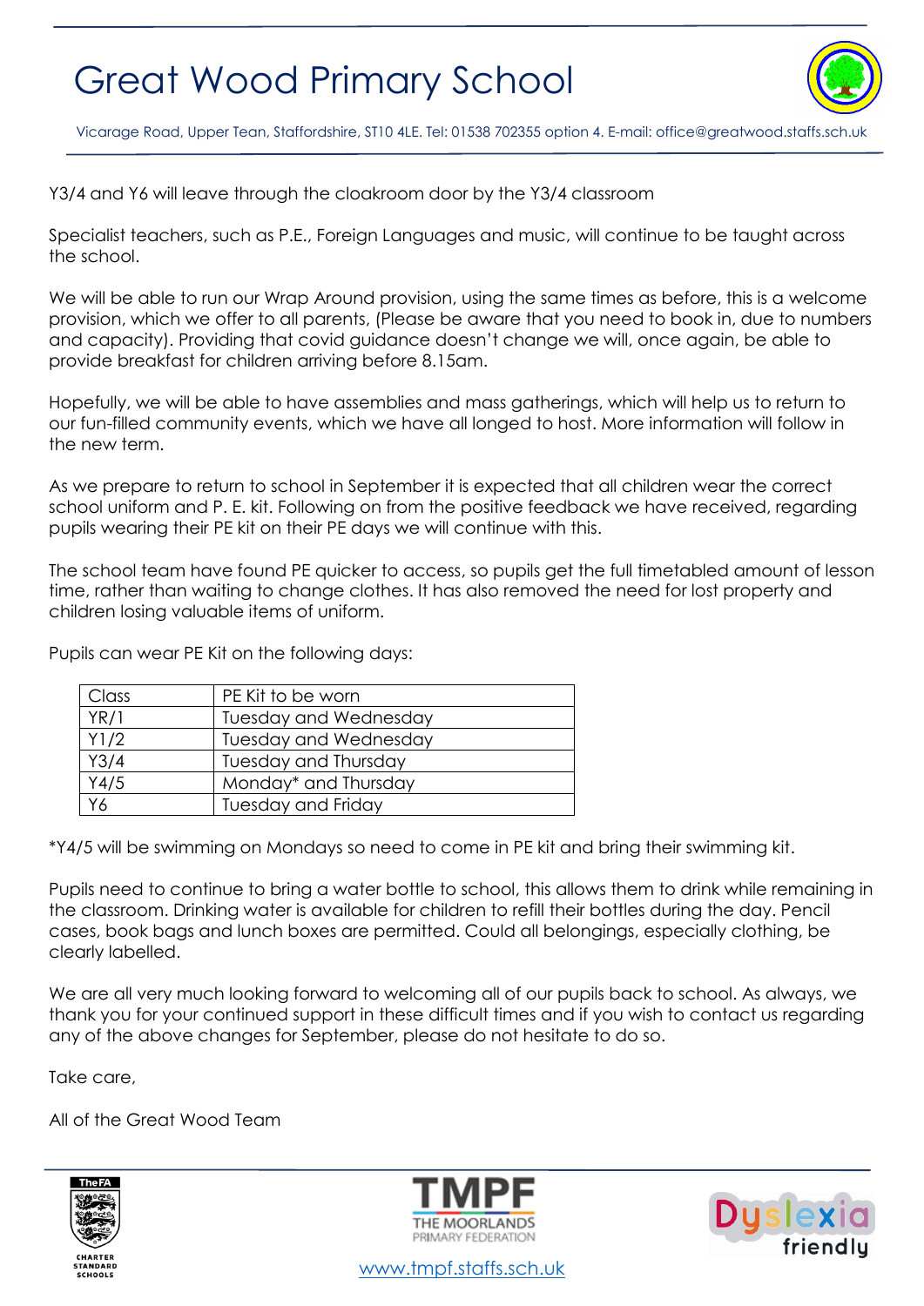Y3/4 and Y6 will leave through the cloakroom door by the Y3/4 classroom

Specialist teachers, such as P.E., Foreign Languages and music, will continue to be taught across the school.

We will be able to run our Wrap Around provision, using the same times as before, this is a welcome provision, which we offer to all parents, (Please be aware that you need to book in, due to numbers and capacity). Providing that covid guidance doesn't change we will, once again, be able to provide breakfast for children arriving before 8.15am.

Hopefully, we will be able to have assemblies and mass gatherings, which will help us to return to our fun-filled community events, which we have all longed to host. More information will follow in the new term.

As we prepare to return to school in September it is expected that all children wear the correct school uniform and P. E. kit. Following on from the positive feedback we have received, regarding pupils wearing their PE kit on their PE days we will continue with this.

The school team have found PE quicker to access, so pupils get the full timetabled amount of lesson time, rather than waiting to change clothes. It has also removed the need for lost property and children losing valuable items of uniform.

Pupils can wear PE Kit on the following days:

| Class | PE Kit to be worn |
|---|---|
| YR/1 | Tuesday and Wednesday |
| Y1/2 | Tuesday and Wednesday |
| Y3/4 | Tuesday and Thursday |
| Y4/5 | Monday* and Thursday |
| Y6 | Tuesday and Friday |

*Y4/5 will be swimming on Mondays so need to come in PE kit and bring their swimming kit.

Pupils need to continue to bring a water bottle to school, this allows them to drink while remaining in the classroom. Drinking water is available for children to refill their bottles during the day. Pencil cases, book bags and lunch boxes are permitted. Could all belongings, especially clothing, be clearly labelled.

We are all very much looking forward to welcoming all of our pupils back to school. As always, we thank you for your continued support in these difficult times and if you wish to contact us regarding any of the above changes for September, please do not hesitate to do so.

Take care,

All of the Great Wood Team